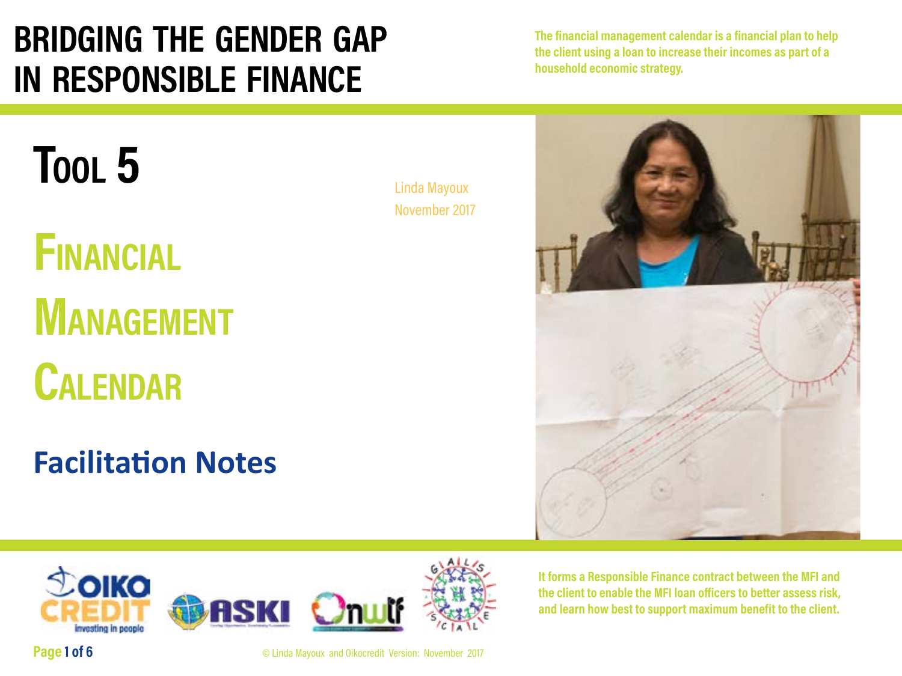# BRIDGING THE GENDER GAP IN RESPONSIBLE FINANCE

**The financial management calendar is a financial plan to help the client using a loan to increase their incomes as part of a household economic strategy.**

# Tool 5

Linda Mayoux
November 2017

# Financial Management Calendar

## Facilitation Notes

**It forms a Responsible Finance contract between the MFI and the client to enable the MFI loan officers to better assess risk, and learn how best to support maximum benefit to the client.**

© Linda Mayoux and Oikocredit Version: November 2017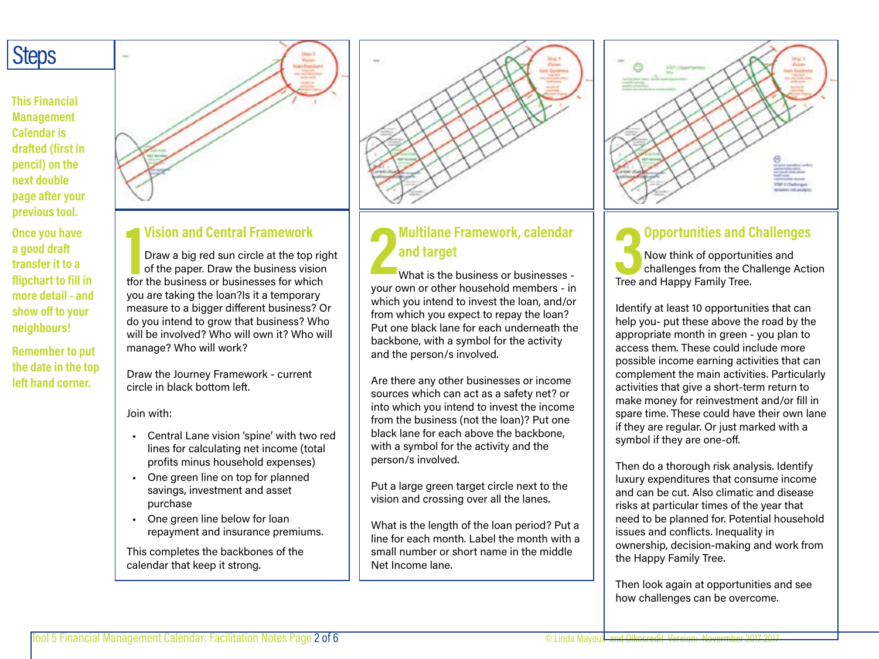# Steps

**This Financial Management Calendar is drafted (first in pencil) on the next double page after your previous tool.**

**Once you have a good draft transfer it to a flipchart to fill in more detail - and show off to your neighbours!**

**Remember to put the date in the top left hand corner.**

## 1 Vision and Central Framework

Draw a big red sun circle at the top right of the paper. Draw the business vision tfor the business or businesses for which you are taking the loan?Is it a temporary measure to a bigger different business? Or do you intend to grow that business? Who will be involved? Who will own it? Who will manage? Who will work?

Draw the Journey Framework - current circle in black bottom left.

Join with:

- Central Lane vision 'spine' with two red lines for calculating net income (total profits minus household expenses)
- One green line on top for planned savings, investment and asset purchase
- One green line below for loan repayment and insurance premiums.

This completes the backbones of the calendar that keep it strong.

## 2 Multilane Framework, calendar and target

What is the business or businesses - your own or other household members - in which you intend to invest the loan, and/or from which you expect to repay the loan? Put one black lane for each underneath the backbone, with a symbol for the activity and the person/s involved.

Are there any other businesses or income sources which can act as a safety net? or into which you intend to invest the income from the business (not the loan)? Put one black lane for each above the backbone, with a symbol for the activity and the person/s involved.

Put a large green target circle next to the vision and crossing over all the lanes.

What is the length of the loan period? Put a line for each month. Label the month with a small number or short name in the middle Net Income lane.

## 3 Opportunities and Challenges

Now think of opportunities and challenges from the Challenge Action Tree and Happy Family Tree.

Identify at least 10 opportunities that can help you- put these above the road by the appropriate month in green - you plan to access them. These could include more possible income earning activities that can complement the main activities. Particularly activities that give a short-term return to make money for reinvestment and/or fill in spare time. These could have their own lane if they are regular. Or just marked with a symbol if they are one-off.

Then do a thorough risk analysis. Identify luxury expenditures that consume income and can be cut. Also climatic and disease risks at particular times of the year that need to be planned for. Potential household issues and conflicts. Inequality in ownership, decision-making and work from the Happy Family Tree.

Then look again at opportunities and see how challenges can be overcome.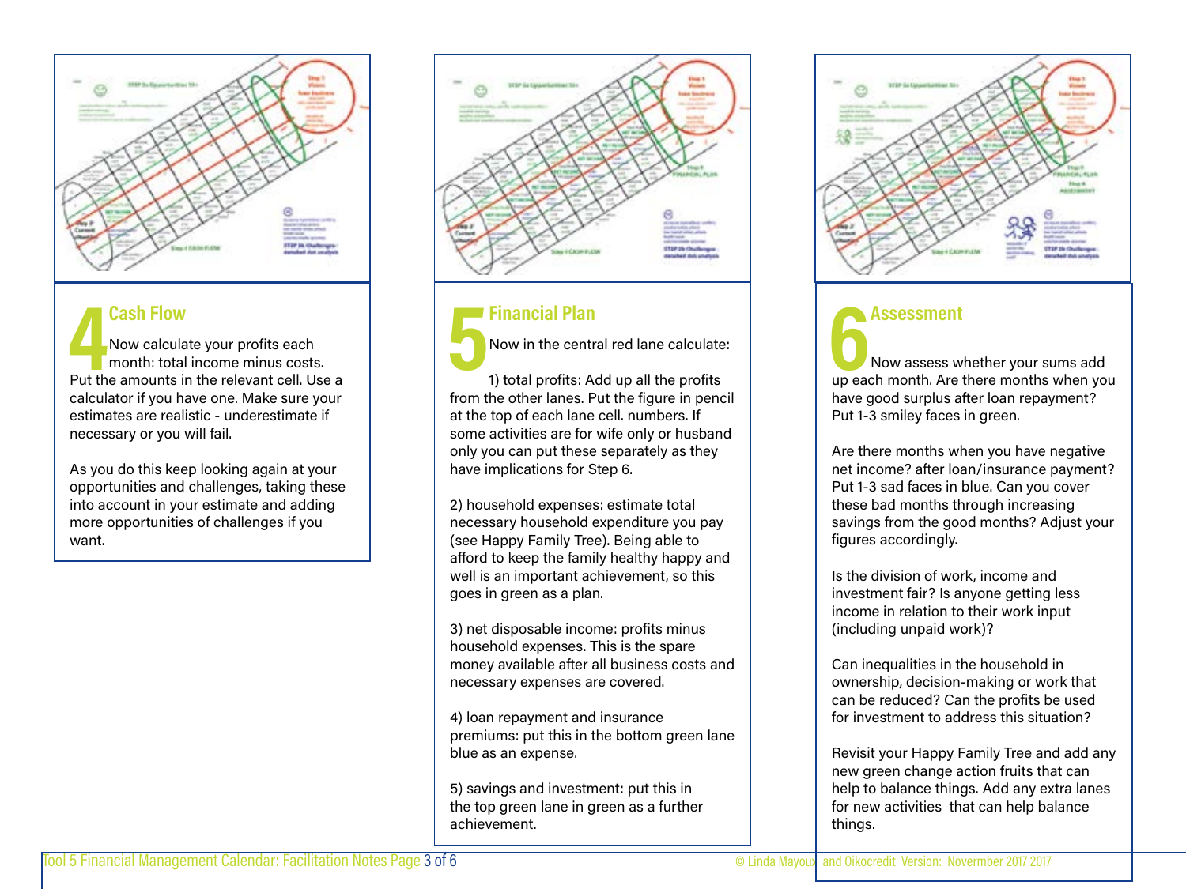## 4 Cash Flow

Now calculate your profits each month: total income minus costs. Put the amounts in the relevant cell. Use a calculator if you have one. Make sure your estimates are realistic - underestimate if necessary or you will fail.

As you do this keep looking again at your opportunities and challenges, taking these into account in your estimate and adding more opportunities of challenges if you want.

## 5 Financial Plan

Now in the central red lane calculate:

1) total profits: Add up all the profits from the other lanes. Put the figure in pencil at the top of each lane cell. numbers. If some activities are for wife only or husband only you can put these separately as they have implications for Step 6.

2) household expenses: estimate total necessary household expenditure you pay (see Happy Family Tree). Being able to afford to keep the family healthy happy and well is an important achievement, so this goes in green as a plan.

3) net disposable income: profits minus household expenses. This is the spare money available after all business costs and necessary expenses are covered.

4) loan repayment and insurance premiums: put this in the bottom green lane blue as an expense.

5) savings and investment: put this in the top green lane in green as a further achievement.

## 6 Assessment

Now assess whether your sums add up each month. Are there months when you have good surplus after loan repayment? Put 1-3 smiley faces in green.

Are there months when you have negative net income? after loan/insurance payment? Put 1-3 sad faces in blue. Can you cover these bad months through increasing savings from the good months? Adjust your figures accordingly.

Is the division of work, income and investment fair? Is anyone getting less income in relation to their work input (including unpaid work)?

Can inequalities in the household in ownership, decision-making or work that can be reduced? Can the profits be used for investment to address this situation?

Revisit your Happy Family Tree and add any new green change action fruits that can help to balance things. Add any extra lanes for new activities that can help balance things.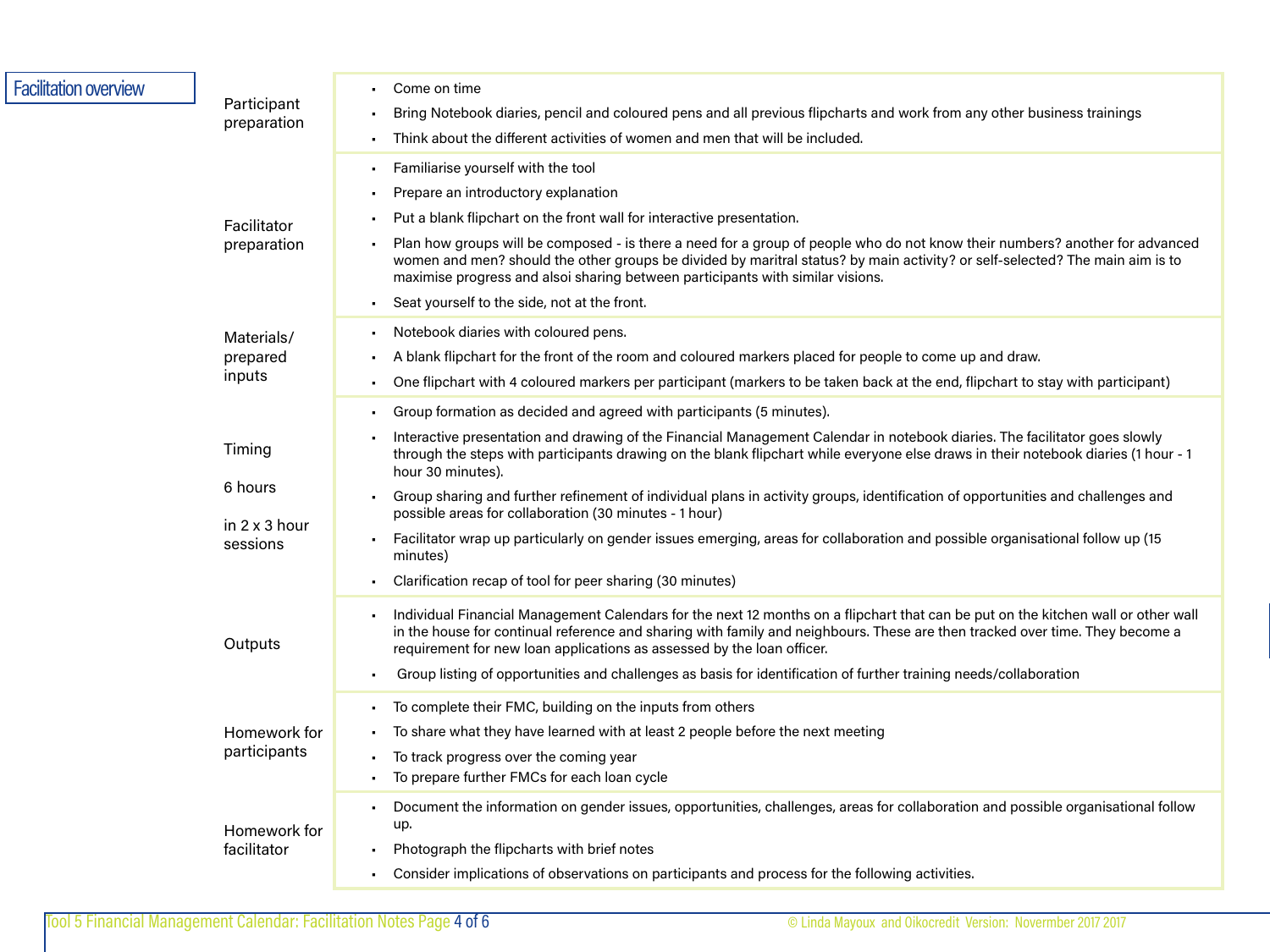## Facilitation overview

| | |
|---|---|
| Participant preparation | • Come on time<br>• Bring Notebook diaries, pencil and coloured pens and all previous flipcharts and work from any other business trainings<br>• Think about the different activities of women and men that will be included. |
| Facilitator preparation | • Familiarise yourself with the tool<br>• Prepare an introductory explanation<br>• Put a blank flipchart on the front wall for interactive presentation.<br>• Plan how groups will be composed - is there a need for a group of people who do not know their numbers? another for advanced women and men? should the other groups be divided by marital status? by main activity? or self-selected? The main aim is to maximise progress and alsoi sharing between participants with similar visions.<br>• Seat yourself to the side, not at the front. |
| Materials/ prepared inputs | • Notebook diaries with coloured pens.<br>• A blank flipchart for the front of the room and coloured markers placed for people to come up and draw.<br>• One flipchart with 4 coloured markers per participant (markers to be taken back at the end, flipchart to stay with participant) |
| Timing<br><br>6 hours<br><br>in 2 x 3 hour sessions | • Group formation as decided and agreed with participants (5 minutes).<br>• Interactive presentation and drawing of the Financial Management Calendar in notebook diaries. The facilitator goes slowly through the steps with participants drawing on the blank flipchart while everyone else draws in their notebook diaries (1 hour - 1 hour 30 minutes).<br>• Group sharing and further refinement of individual plans in activity groups, identification of opportunities and challenges and possible areas for collaboration (30 minutes - 1 hour)<br>• Facilitator wrap up particularly on gender issues emerging, areas for collaboration and possible organisational follow up (15 minutes)<br>• Clarification recap of tool for peer sharing (30 minutes) |
| Outputs | • Individual Financial Management Calendars for the next 12 months on a flipchart that can be put on the kitchen wall or other wall in the house for continual reference and sharing with family and neighbours. These are then tracked over time. They become a requirement for new loan applications as assessed by the loan officer.<br>• Group listing of opportunities and challenges as basis for identification of further training needs/collaboration |
| Homework for participants | • To complete their FMC, building on the inputs from others<br>• To share what they have learned with at least 2 people before the next meeting<br>• To track progress over the coming year<br>• To prepare further FMCs for each loan cycle |
| Homework for facilitator | • Document the information on gender issues, opportunities, challenges, areas for collaboration and possible organisational follow up.<br>• Photograph the flipcharts with brief notes<br>• Consider implications of observations on participants and process for the following activities. |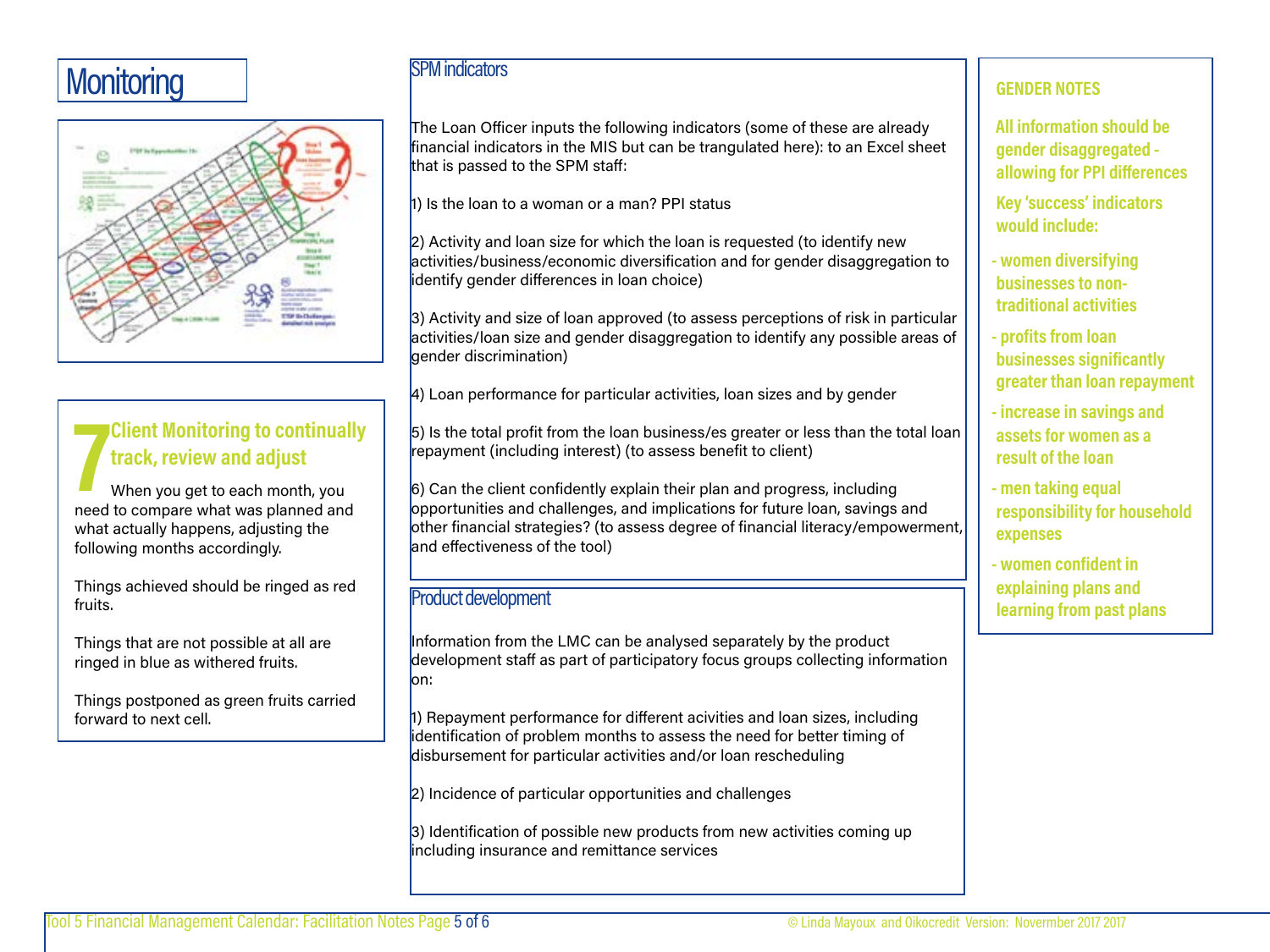# Monitoring

## 7 Client Monitoring to continually track, review and adjust

When you get to each month, you need to compare what was planned and what actually happens, adjusting the following months accordingly.

Things achieved should be ringed as red fruits.

Things that are not possible at all are ringed in blue as withered fruits.

Things postponed as green fruits carried forward to next cell.

## SPM indicators

The Loan Officer inputs the following indicators (some of these are already financial indicators in the MIS but can be trangulated here): to an Excel sheet that is passed to the SPM staff:

1) Is the loan to a woman or a man? PPI status

2) Activity and loan size for which the loan is requested (to identify new activities/business/economic diversification and for gender disaggregation to identify gender differences in loan choice)

3) Activity and size of loan approved (to assess perceptions of risk in particular activities/loan size and gender disaggregation to identify any possible areas of gender discrimination)

4) Loan performance for particular activities, loan sizes and by gender

5) Is the total profit from the loan business/es greater or less than the total loan repayment (including interest) (to assess benefit to client)

6) Can the client confidently explain their plan and progress, including opportunities and challenges, and implications for future loan, savings and other financial strategies? (to assess degree of financial literacy/empowerment, and effectiveness of the tool)

## Product development

Information from the LMC can be analysed separately by the product development staff as part of participatory focus groups collecting information on:

1) Repayment performance for different acivities and loan sizes, including identification of problem months to assess the need for better timing of disbursement for particular activities and/or loan rescheduling

2) Incidence of particular opportunities and challenges

3) Identification of possible new products from new activities coming up including insurance and remittance services

## GENDER NOTES

**All information should be gender disaggregated - allowing for PPI differences**

**Key 'success' indicators would include:**

- **women diversifying businesses to non-traditional activities**
- **profits from loan businesses significantly greater than loan repayment**
- **increase in savings and assets for women as a result of the loan**
- **men taking equal responsibility for household expenses**
- **women confident in explaining plans and learning from past plans**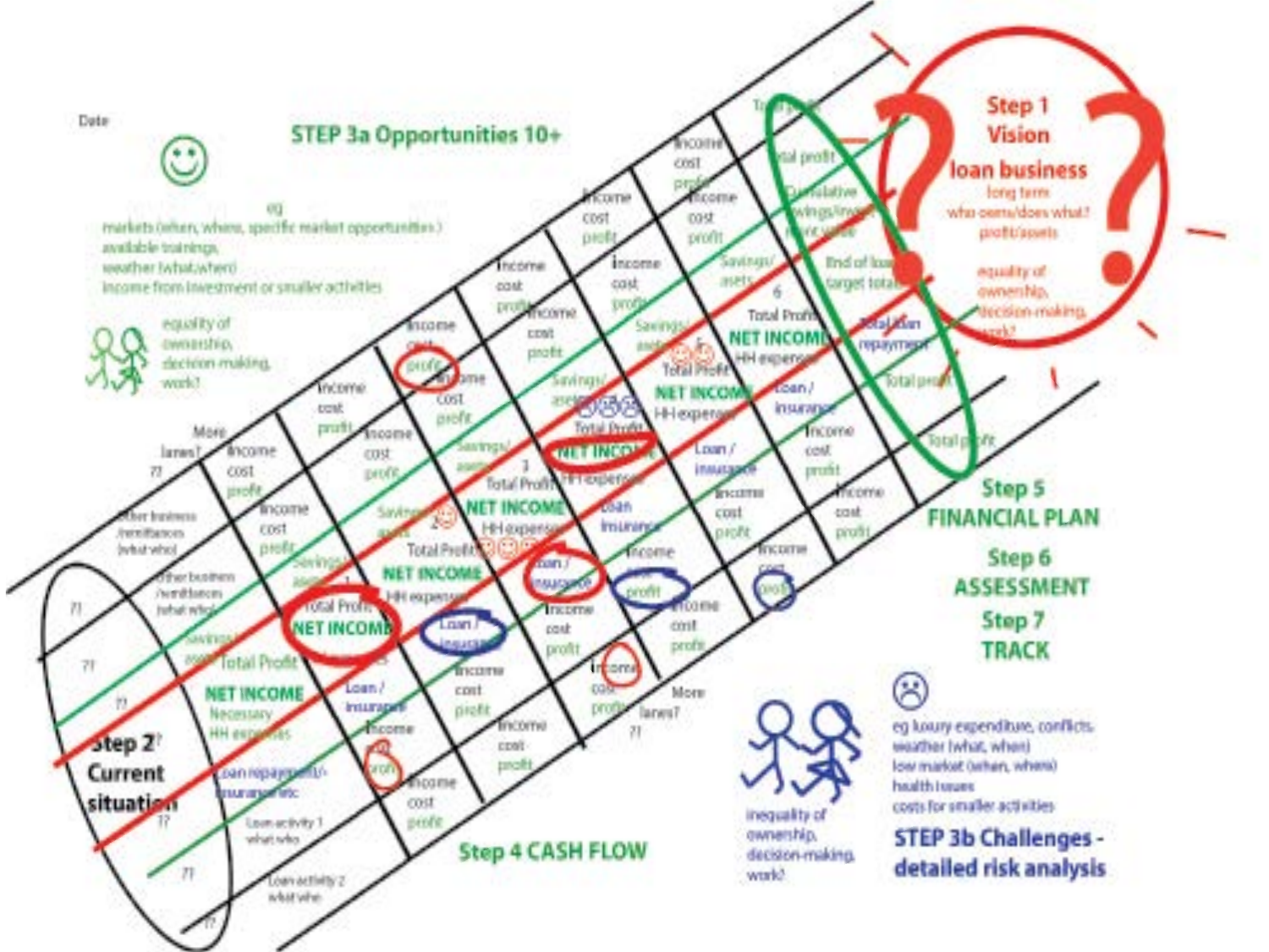Date

STEP 3a Opportunities 10+

eg
markets (when, where, specific market opportunities)
available trainings
weather (what, when)
income from investment or smaller activities

equality of ownership, decision-making, work?

Step 1
Vision
loan business
long term
who owns/does what?
profit/assets

equality of ownership, decision-making, work?

More lanes?
??

Other business /remittances (what who)

Other business /remittances (what who)

Savings/ assets
Total Profit
NET INCOME
Necessary HH expenses
Loan repayments/ insurance etc
Loan activity 1 what who
Loan activity 2 what who

Step 2 Current situation

Income
cost
profit

Savings/ assets
1
Total Profit
NET INCOME
HH expenses
Loan / insurance

Savings/ assets
2
Total Profit
NET INCOME
HH expenses
Loan / insurance

Savings/ assets
3
Total Profit
NET INCOME
HH expenses
Loan / insurance

Savings/ assets
4
Total Profit
NET INCOME
HH expenses
Loan / insurance

Savings/ assets
5
Total Profit
NET INCOME
HH expenses
Loan / insurance

Savings/ assets
6
Total Profit
NET INCOME
HH expenses

Total profit
Total profit
Cumulative savings/investment value
End of loan target total
Total loan repayment
Total profit
Total profit

More lanes?
??

Step 4 CASH FLOW

Step 5
FINANCIAL PLAN

Step 6
ASSESSMENT

Step 7
TRACK

eg luxury expenditure, conflicts
weather (what, when)
low market (when, where)
health issues
costs for smaller activities

inequality of ownership, decision-making, work?

STEP 3b Challenges - detailed risk analysis